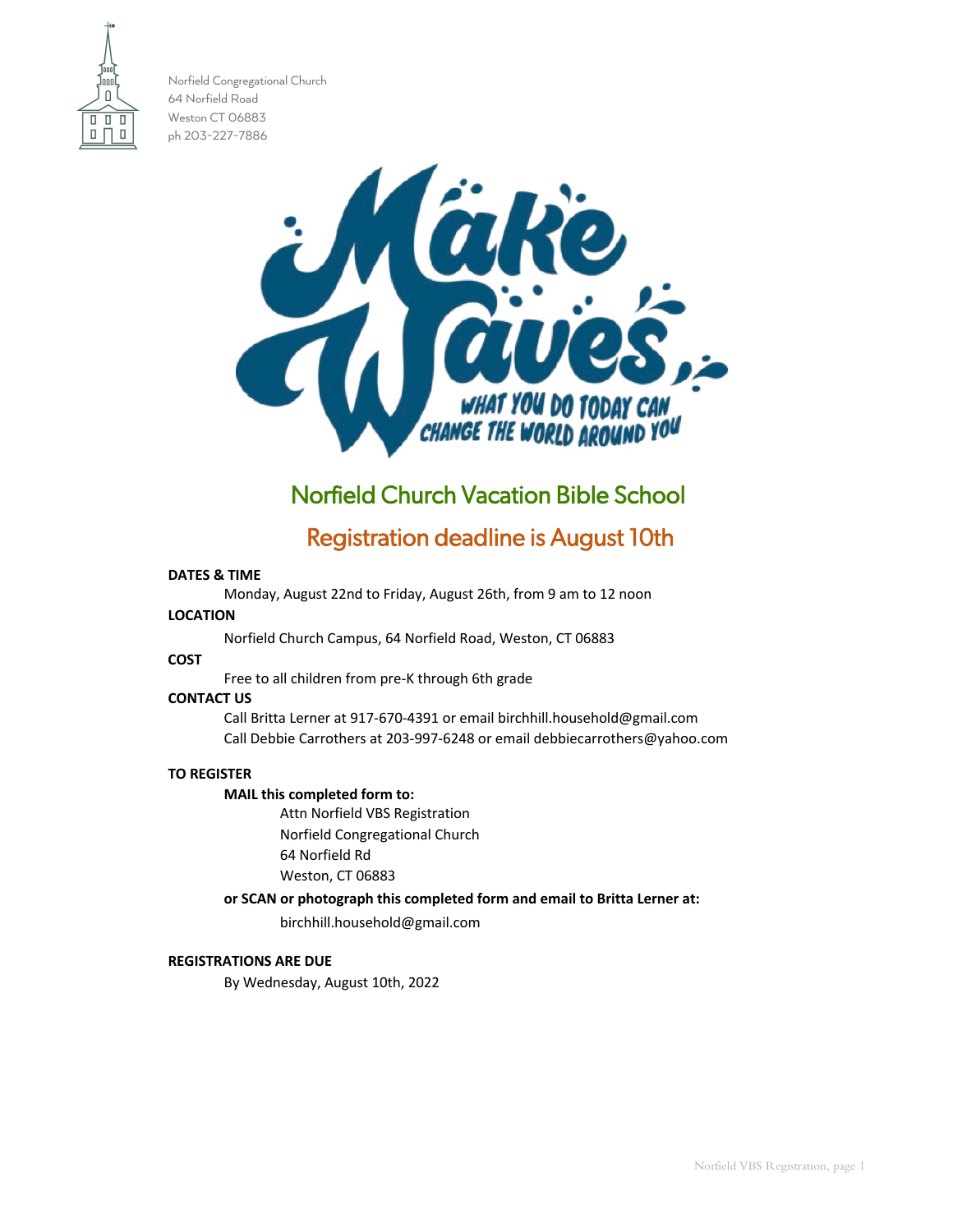Norfield Congregational Church
64 Norfield Road
Weston CT 06883
ph 203-227-7886

Make Waves
WHAT YOU DO TODAY CAN CHANGE THE WORLD AROUND YOU

# Norfield Church Vacation Bible School

## Registration deadline is August 10th

**DATES & TIME**

Monday, August 22nd to Friday, August 26th, from 9 am to 12 noon

**LOCATION**

Norfield Church Campus, 64 Norfield Road, Weston, CT 06883

**COST**

Free to all children from pre-K through 6th grade

**CONTACT US**

Call Britta Lerner at 917-670-4391 or email birchhill.household@gmail.com
Call Debbie Carrothers at 203-997-6248 or email debbiecarrothers@yahoo.com

**TO REGISTER**

**MAIL this completed form to:**

Attn Norfield VBS Registration
Norfield Congregational Church
64 Norfield Rd
Weston, CT 06883

**or SCAN or photograph this completed form and email to Britta Lerner at:**

birchhill.household@gmail.com

**REGISTRATIONS ARE DUE**

By Wednesday, August 10th, 2022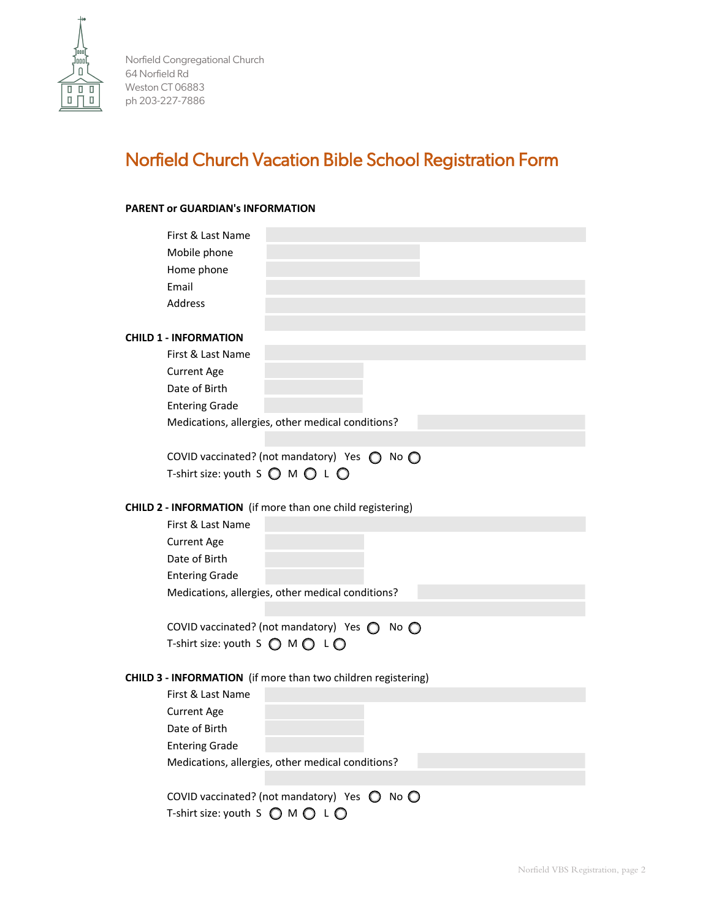Norfield Congregational Church
64 Norfield Rd
Weston CT 06883
ph 203-227-7886

# Norfield Church Vacation Bible School Registration Form

**PARENT or GUARDIAN's INFORMATION**

First & Last Name

Mobile phone

Home phone

Email

Address

**CHILD 1 - INFORMATION**

First & Last Name

Current Age

Date of Birth

Entering Grade

Medications, allergies, other medical conditions?

COVID vaccinated? (not mandatory) Yes ◯ No ◯

T-shirt size: youth S ◯ M ◯ L ◯

**CHILD 2 - INFORMATION** (if more than one child registering)

First & Last Name

Current Age

Date of Birth

Entering Grade

Medications, allergies, other medical conditions?

COVID vaccinated? (not mandatory) Yes ◯ No ◯

T-shirt size: youth S ◯ M ◯ L ◯

**CHILD 3 - INFORMATION** (if more than two children registering)

First & Last Name

Current Age

Date of Birth

Entering Grade

Medications, allergies, other medical conditions?

COVID vaccinated? (not mandatory) Yes ◯ No ◯

T-shirt size: youth S ◯ M ◯ L ◯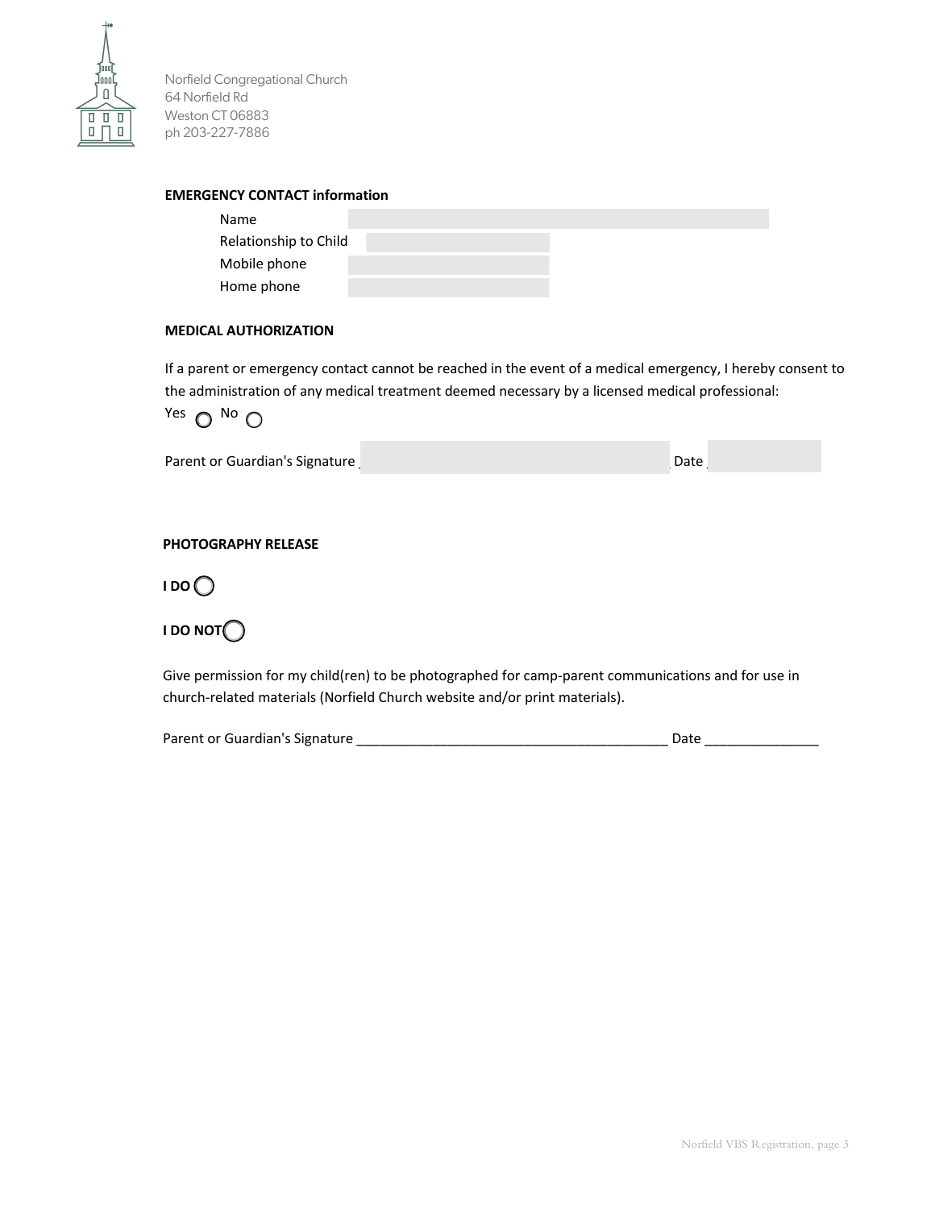Norfield Congregational Church
64 Norfield Rd
Weston CT 06883
ph 203-227-7886

**EMERGENCY CONTACT information**

Name

Relationship to Child

Mobile phone

Home phone

**MEDICAL AUTHORIZATION**

If a parent or emergency contact cannot be reached in the event of a medical emergency, I hereby consent to the administration of any medical treatment deemed necessary by a licensed medical professional:

Yes ◯ No ◯

Parent or Guardian's Signature Date

**PHOTOGRAPHY RELEASE**

**I DO** ◯

**I DO NOT** ◯

Give permission for my child(ren) to be photographed for camp-parent communications and for use in church-related materials (Norfield Church website and/or print materials).

Parent or Guardian's Signature _________________________________________ Date _______________